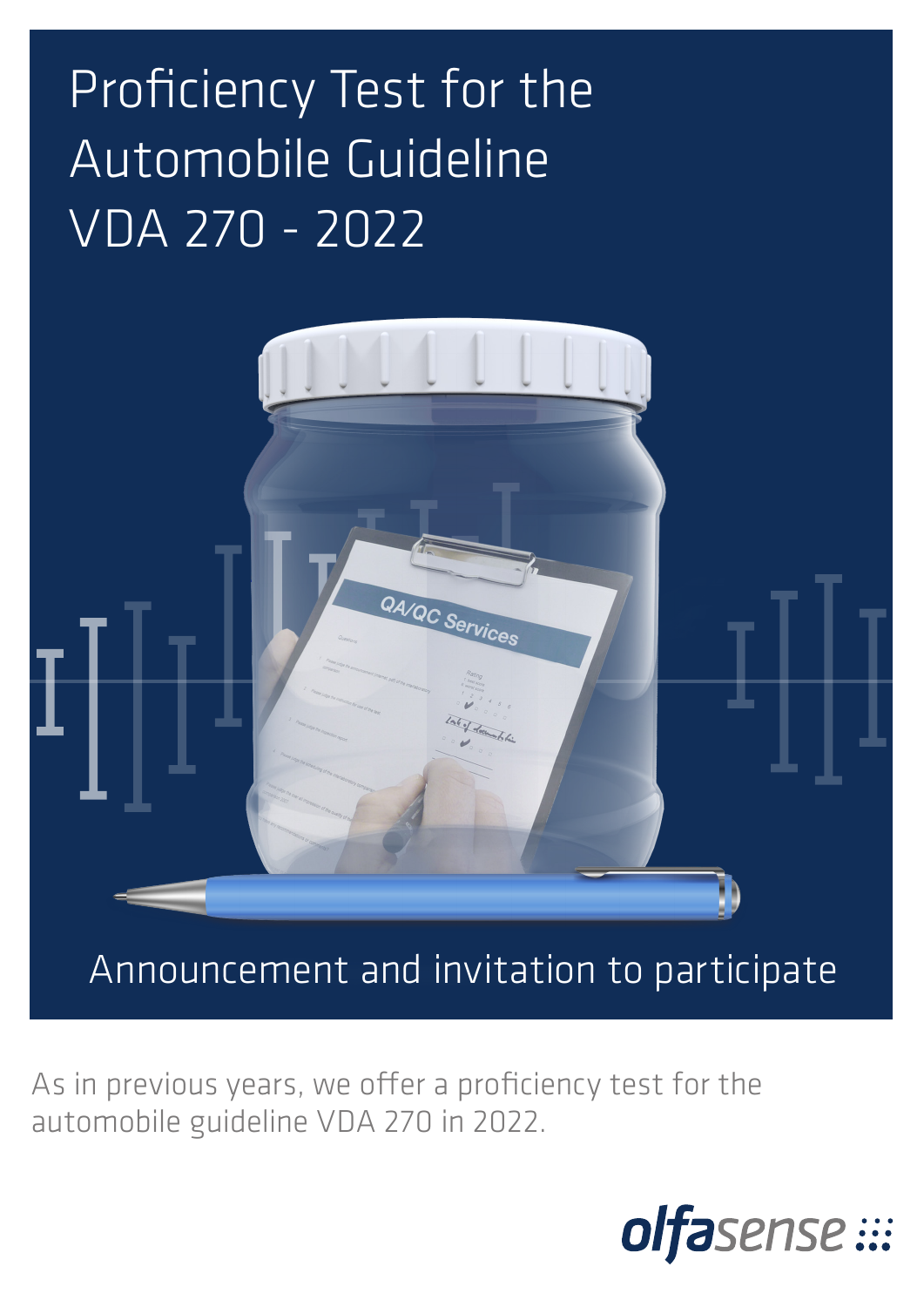# Proficiency Test for the Automobile Guideline VDA 270 - 2022

## Announcement and invitation to participate

As in previous years, we offer a proficiency test for the automobile guideline VDA 270 in 2022.

olfasense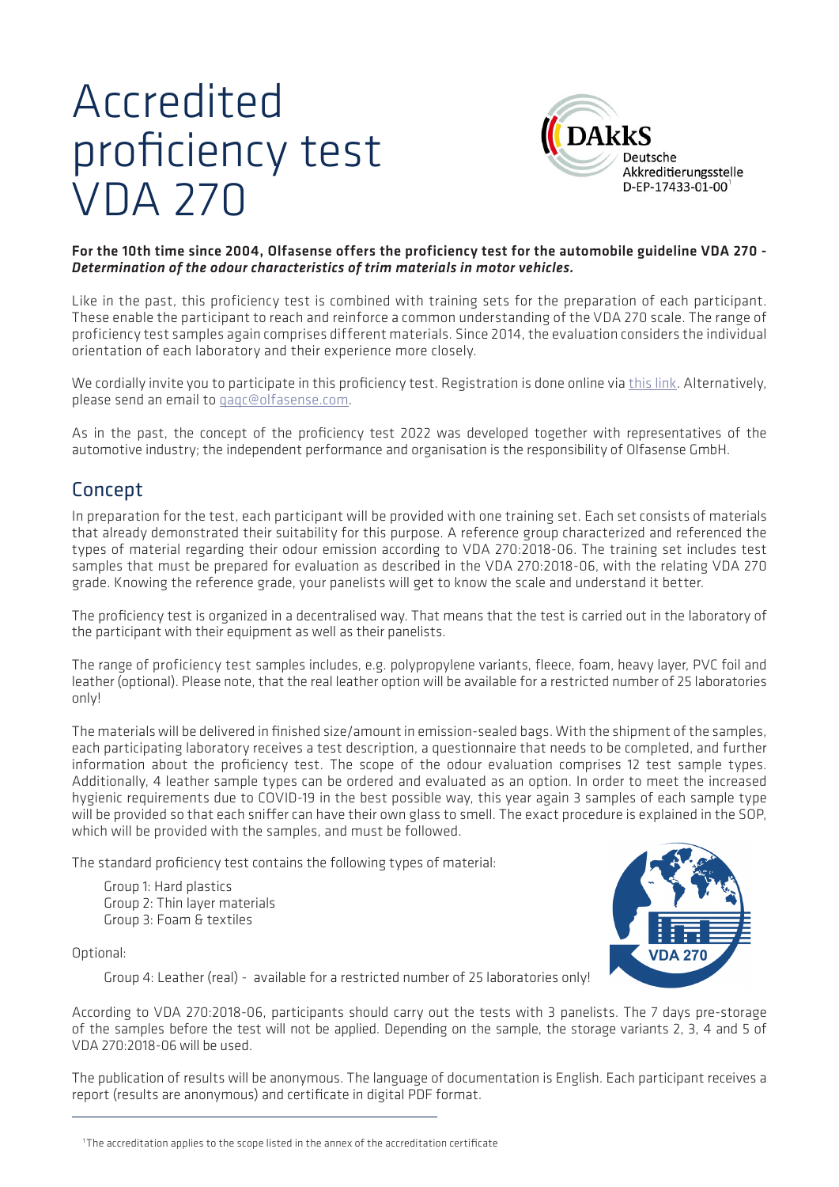# Accredited proficiency test VDA 270

DAkkS Deutsche Akkreditierungsstelle D-EP-17433-01-00[1]

**For the 10th time since 2004, Olfasense offers the proficiency test for the automobile guideline VDA 270 -** ***Determination of the odour characteristics of trim materials in motor vehicles.***

Like in the past, this proficiency test is combined with training sets for the preparation of each participant. These enable the participant to reach and reinforce a common understanding of the VDA 270 scale. The range of proficiency test samples again comprises different materials. Since 2014, the evaluation considers the individual orientation of each laboratory and their experience more closely.

We cordially invite you to participate in this proficiency test. Registration is done online via this link. Alternatively, please send an email to qaqc@olfasense.com.

As in the past, the concept of the proficiency test 2022 was developed together with representatives of the automotive industry; the independent performance and organisation is the responsibility of Olfasense GmbH.

## Concept

In preparation for the test, each participant will be provided with one training set. Each set consists of materials that already demonstrated their suitability for this purpose. A reference group characterized and referenced the types of material regarding their odour emission according to VDA 270:2018-06. The training set includes test samples that must be prepared for evaluation as described in the VDA 270:2018-06, with the relating VDA 270 grade. Knowing the reference grade, your panelists will get to know the scale and understand it better.

The proficiency test is organized in a decentralised way. That means that the test is carried out in the laboratory of the participant with their equipment as well as their panelists.

The range of proficiency test samples includes, e.g. polypropylene variants, fleece, foam, heavy layer, PVC foil and leather (optional). Please note, that the real leather option will be available for a restricted number of 25 laboratories only!

The materials will be delivered in finished size/amount in emission-sealed bags. With the shipment of the samples, each participating laboratory receives a test description, a questionnaire that needs to be completed, and further information about the proficiency test. The scope of the odour evaluation comprises 12 test sample types. Additionally, 4 leather sample types can be ordered and evaluated as an option. In order to meet the increased hygienic requirements due to COVID-19 in the best possible way, this year again 3 samples of each sample type will be provided so that each sniffer can have their own glass to smell. The exact procedure is explained in the SOP, which will be provided with the samples, and must be followed.

The standard proficiency test contains the following types of material:

- Group 1: Hard plastics
- Group 2: Thin layer materials
- Group 3: Foam & textiles

Optional:

- Group 4: Leather (real) - available for a restricted number of 25 laboratories only!

According to VDA 270:2018-06, participants should carry out the tests with 3 panelists. The 7 days pre-storage of the samples before the test will not be applied. Depending on the sample, the storage variants 2, 3, 4 and 5 of VDA 270:2018-06 will be used.

The publication of results will be anonymous. The language of documentation is English. Each participant receives a report (results are anonymous) and certificate in digital PDF format.

---

[1] The accreditation applies to the scope listed in the annex of the accreditation certificate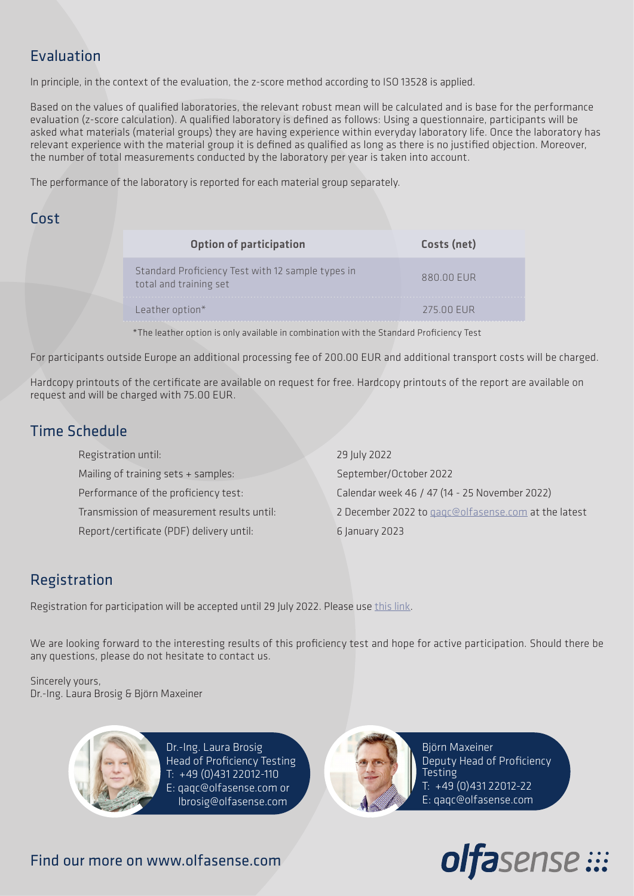## Evaluation

In principle, in the context of the evaluation, the z-score method according to ISO 13528 is applied.

Based on the values of qualified laboratories, the relevant robust mean will be calculated and is base for the performance evaluation (z-score calculation). A qualified laboratory is defined as follows: Using a questionnaire, participants will be asked what materials (material groups) they are having experience within everyday laboratory life. Once the laboratory has relevant experience with the material group it is defined as qualified as long as there is no justified objection. Moreover, the number of total measurements conducted by the laboratory per year is taken into account.

The performance of the laboratory is reported for each material group separately.

## Cost

| Option of participation | Costs (net) |
| --- | --- |
| Standard Proficiency Test with 12 sample types in total and training set | 880.00 EUR |
| Leather option* | 275.00 EUR |

*The leather option is only available in combination with the Standard Proficiency Test

For participants outside Europe an additional processing fee of 200.00 EUR and additional transport costs will be charged.

Hardcopy printouts of the certificate are available on request for free. Hardcopy printouts of the report are available on request and will be charged with 75.00 EUR.

## Time Schedule

| | |
| --- | --- |
| Registration until: | 29 July 2022 |
| Mailing of training sets + samples: | September/October 2022 |
| Performance of the proficiency test: | Calendar week 46 / 47 (14 - 25 November 2022) |
| Transmission of measurement results until: | 2 December 2022 to qaqc@olfasense.com at the latest |
| Report/certificate (PDF) delivery until: | 6 January 2023 |

## Registration

Registration for participation will be accepted until 29 July 2022. Please use this link.

We are looking forward to the interesting results of this proficiency test and hope for active participation. Should there be any questions, please do not hesitate to contact us.

Sincerely yours,
Dr.-Ing. Laura Brosig & Björn Maxeiner

Dr.-Ing. Laura Brosig
Head of Proficiency Testing
T: +49 (0)431 22012-110
E: qaqc@olfasense.com or lbrosig@olfasense.com

Björn Maxeiner
Deputy Head of Proficiency Testing
T: +49 (0)431 22012-22
E: qaqc@olfasense.com

Find our more on www.olfasense.com

olfasense